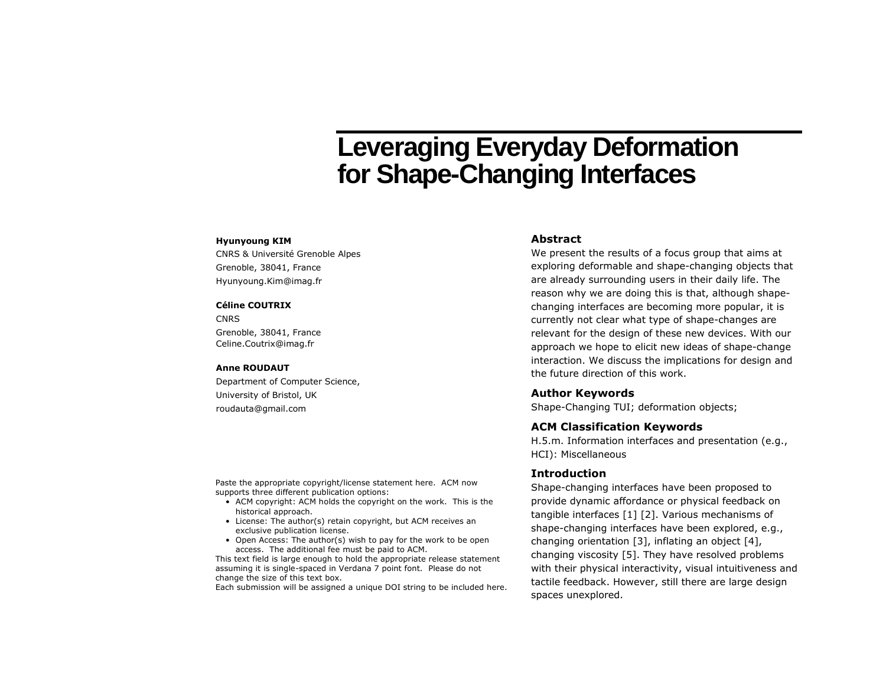# Leveraging Everyday Deformation for Shape-Changing Interfaces

**Hyunyoung KIM**
CNRS & Université Grenoble Alpes
Grenoble, 38041, France
Hyunyoung.Kim@imag.fr

**Céline COUTRIX**
CNRS
Grenoble, 38041, France
Celine.Coutrix@imag.fr

**Anne ROUDAUT**
Department of Computer Science,
University of Bristol, UK
roudauta@gmail.com

Paste the appropriate copyright/license statement here. ACM now supports three different publication options:

- ACM copyright: ACM holds the copyright on the work. This is the historical approach.
- License: The author(s) retain copyright, but ACM receives an exclusive publication license.
- Open Access: The author(s) wish to pay for the work to be open access. The additional fee must be paid to ACM.

This text field is large enough to hold the appropriate release statement assuming it is single-spaced in Verdana 7 point font. Please do not change the size of this text box.
Each submission will be assigned a unique DOI string to be included here.

## Abstract

We present the results of a focus group that aims at exploring deformable and shape-changing objects that are already surrounding users in their daily life. The reason why we are doing this is that, although shape-changing interfaces are becoming more popular, it is currently not clear what type of shape-changes are relevant for the design of these new devices. With our approach we hope to elicit new ideas of shape-change interaction. We discuss the implications for design and the future direction of this work.

## Author Keywords

Shape-Changing TUI; deformation objects;

## ACM Classification Keywords

H.5.m. Information interfaces and presentation (e.g., HCI): Miscellaneous

## Introduction

Shape-changing interfaces have been proposed to provide dynamic affordance or physical feedback on tangible interfaces [1] [2]. Various mechanisms of shape-changing interfaces have been explored, e.g., changing orientation [3], inflating an object [4], changing viscosity [5]. They have resolved problems with their physical interactivity, visual intuitiveness and tactile feedback. However, still there are large design spaces unexplored.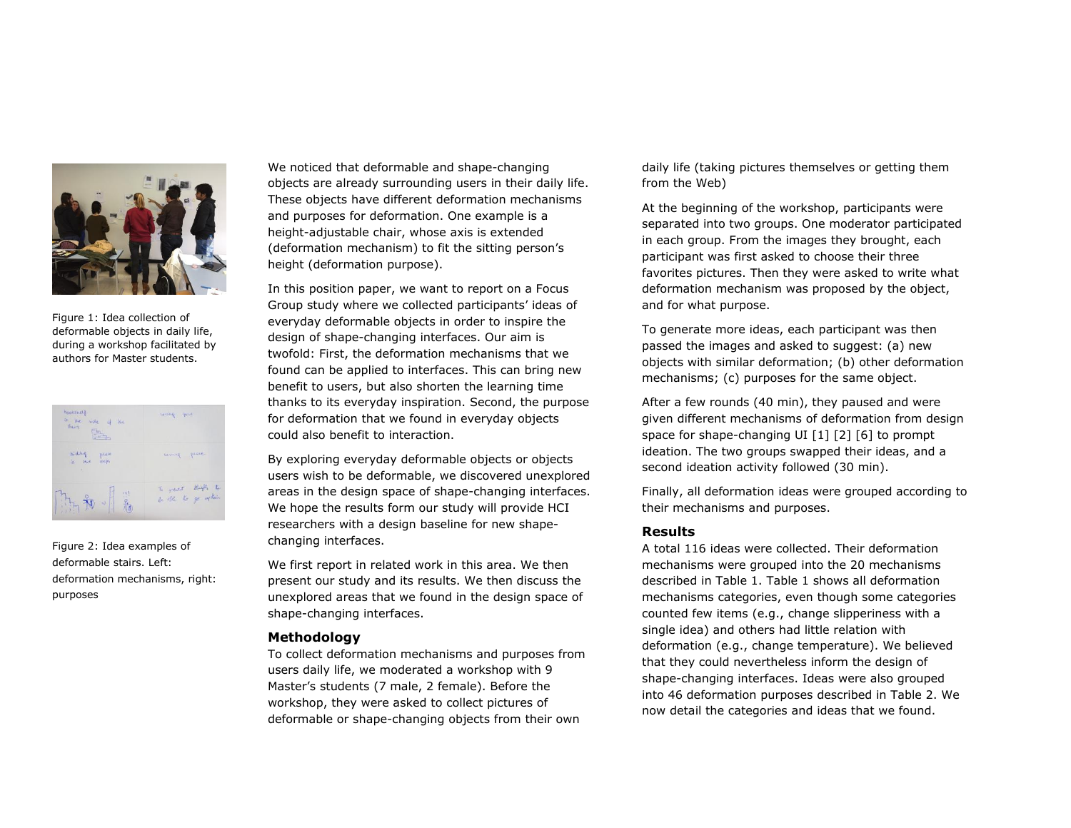Figure 1: Idea collection of deformable objects in daily life, during a workshop facilitated by authors for Master students.

Figure 2: Idea examples of deformable stairs. Left: deformation mechanisms, right: purposes

We noticed that deformable and shape-changing objects are already surrounding users in their daily life. These objects have different deformation mechanisms and purposes for deformation. One example is a height-adjustable chair, whose axis is extended (deformation mechanism) to fit the sitting person's height (deformation purpose).

In this position paper, we want to report on a Focus Group study where we collected participants' ideas of everyday deformable objects in order to inspire the design of shape-changing interfaces. Our aim is twofold: First, the deformation mechanisms that we found can be applied to interfaces. This can bring new benefit to users, but also shorten the learning time thanks to its everyday inspiration. Second, the purpose for deformation that we found in everyday objects could also benefit to interaction.

By exploring everyday deformable objects or objects users wish to be deformable, we discovered unexplored areas in the design space of shape-changing interfaces. We hope the results form our study will provide HCI researchers with a design baseline for new shape-changing interfaces.

We first report in related work in this area. We then present our study and its results. We then discuss the unexplored areas that we found in the design space of shape-changing interfaces.

### Methodology

To collect deformation mechanisms and purposes from users daily life, we moderated a workshop with 9 Master's students (7 male, 2 female). Before the workshop, they were asked to collect pictures of deformable or shape-changing objects from their own daily life (taking pictures themselves or getting them from the Web)

At the beginning of the workshop, participants were separated into two groups. One moderator participated in each group. From the images they brought, each participant was first asked to choose their three favorites pictures. Then they were asked to write what deformation mechanism was proposed by the object, and for what purpose.

To generate more ideas, each participant was then passed the images and asked to suggest: (a) new objects with similar deformation; (b) other deformation mechanisms; (c) purposes for the same object.

After a few rounds (40 min), they paused and were given different mechanisms of deformation from design space for shape-changing UI [1] [2] [6] to prompt ideation. The two groups swapped their ideas, and a second ideation activity followed (30 min).

Finally, all deformation ideas were grouped according to their mechanisms and purposes.

### Results

A total 116 ideas were collected. Their deformation mechanisms were grouped into the 20 mechanisms described in Table 1. Table 1 shows all deformation mechanisms categories, even though some categories counted few items (e.g., change slipperiness with a single idea) and others had little relation with deformation (e.g., change temperature). We believed that they could nevertheless inform the design of shape-changing interfaces. Ideas were also grouped into 46 deformation purposes described in Table 2. We now detail the categories and ideas that we found.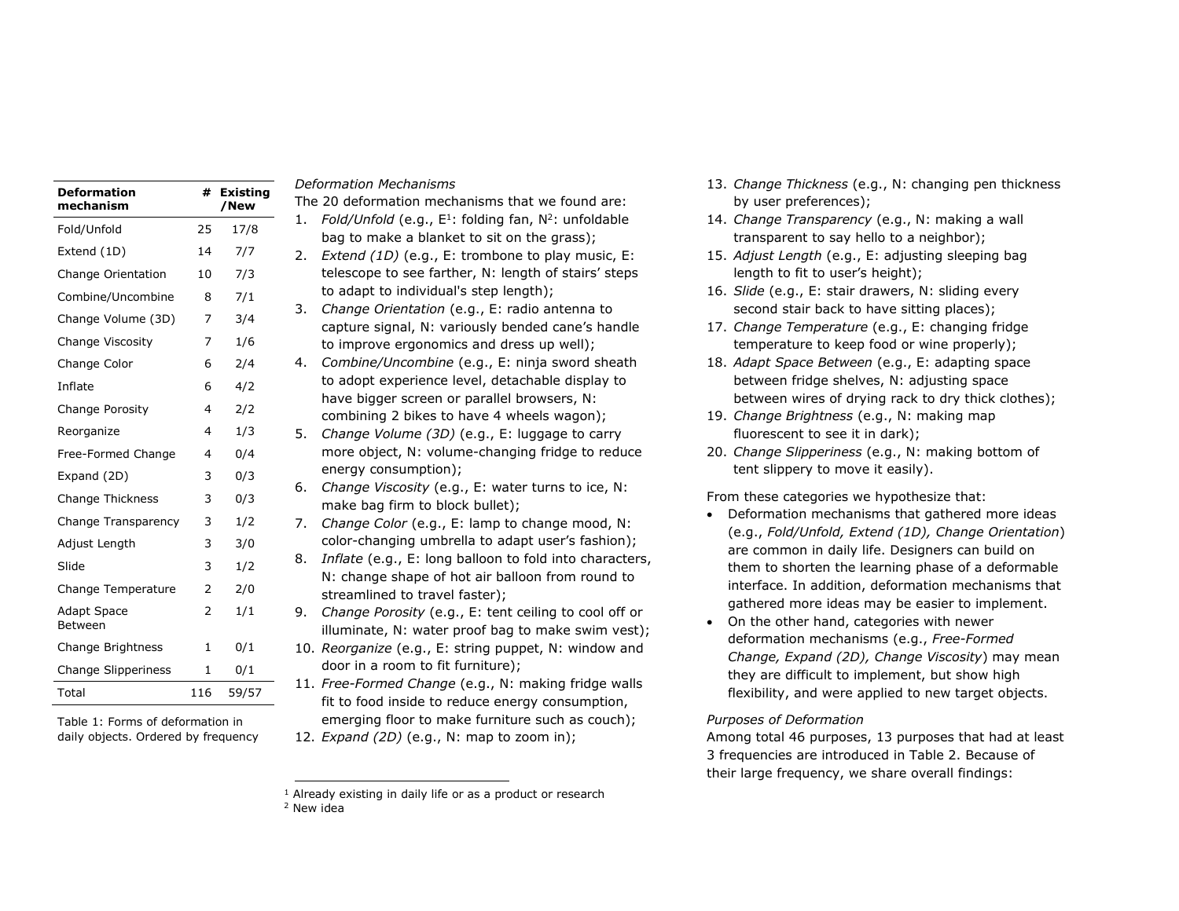| Deformation mechanism | # | Existing /New |
|---|---|---|
| Fold/Unfold | 25 | 17/8 |
| Extend (1D) | 14 | 7/7 |
| Change Orientation | 10 | 7/3 |
| Combine/Uncombine | 8 | 7/1 |
| Change Volume (3D) | 7 | 3/4 |
| Change Viscosity | 7 | 1/6 |
| Change Color | 6 | 2/4 |
| Inflate | 6 | 4/2 |
| Change Porosity | 4 | 2/2 |
| Reorganize | 4 | 1/3 |
| Free-Formed Change | 4 | 0/4 |
| Expand (2D) | 3 | 0/3 |
| Change Thickness | 3 | 0/3 |
| Change Transparency | 3 | 1/2 |
| Adjust Length | 3 | 3/0 |
| Slide | 3 | 1/2 |
| Change Temperature | 2 | 2/0 |
| Adapt Space Between | 2 | 1/1 |
| Change Brightness | 1 | 0/1 |
| Change Slipperiness | 1 | 0/1 |
| Total | 116 | 59/57 |

Table 1: Forms of deformation in daily objects. Ordered by frequency

*Deformation Mechanisms*

The 20 deformation mechanisms that we found are:

1. *Fold/Unfold* (e.g., E[1]: folding fan, N[2]: unfoldable bag to make a blanket to sit on the grass);
2. *Extend (1D)* (e.g., E: trombone to play music, E: telescope to see farther, N: length of stairs' steps to adapt to individual's step length);
3. *Change Orientation* (e.g., E: radio antenna to capture signal, N: variously bended cane's handle to improve ergonomics and dress up well);
4. *Combine/Uncombine* (e.g., E: ninja sword sheath to adopt experience level, detachable display to have bigger screen or parallel browsers, N: combining 2 bikes to have 4 wheels wagon);
5. *Change Volume (3D)* (e.g., E: luggage to carry more object, N: volume-changing fridge to reduce energy consumption);
6. *Change Viscosity* (e.g., E: water turns to ice, N: make bag firm to block bullet);
7. *Change Color* (e.g., E: lamp to change mood, N: color-changing umbrella to adapt user's fashion);
8. *Inflate* (e.g., E: long balloon to fold into characters, N: change shape of hot air balloon from round to streamlined to travel faster);
9. *Change Porosity* (e.g., E: tent ceiling to cool off or illuminate, N: water proof bag to make swim vest);
10. *Reorganize* (e.g., E: string puppet, N: window and door in a room to fit furniture);
11. *Free-Formed Change* (e.g., N: making fridge walls fit to food inside to reduce energy consumption, emerging floor to make furniture such as couch);
12. *Expand (2D)* (e.g., N: map to zoom in);
13. *Change Thickness* (e.g., N: changing pen thickness by user preferences);
14. *Change Transparency* (e.g., N: making a wall transparent to say hello to a neighbor);
15. *Adjust Length* (e.g., E: adjusting sleeping bag length to fit to user's height);
16. *Slide* (e.g., E: stair drawers, N: sliding every second stair back to have sitting places);
17. *Change Temperature* (e.g., E: changing fridge temperature to keep food or wine properly);
18. *Adapt Space Between* (e.g., E: adapting space between fridge shelves, N: adjusting space between wires of drying rack to dry thick clothes);
19. *Change Brightness* (e.g., N: making map fluorescent to see it in dark);
20. *Change Slipperiness* (e.g., N: making bottom of tent slippery to move it easily).

[1] Already existing in daily life or as a product or research

[2] New idea

From these categories we hypothesize that:

- Deformation mechanisms that gathered more ideas (e.g., *Fold/Unfold, Extend (1D), Change Orientation*) are common in daily life. Designers can build on them to shorten the learning phase of a deformable interface. In addition, deformation mechanisms that gathered more ideas may be easier to implement.
- On the other hand, categories with newer deformation mechanisms (e.g., *Free-Formed Change, Expand (2D), Change Viscosity*) may mean they are difficult to implement, but show high flexibility, and were applied to new target objects.

*Purposes of Deformation*

Among total 46 purposes, 13 purposes that had at least 3 frequencies are introduced in Table 2. Because of their large frequency, we share overall findings: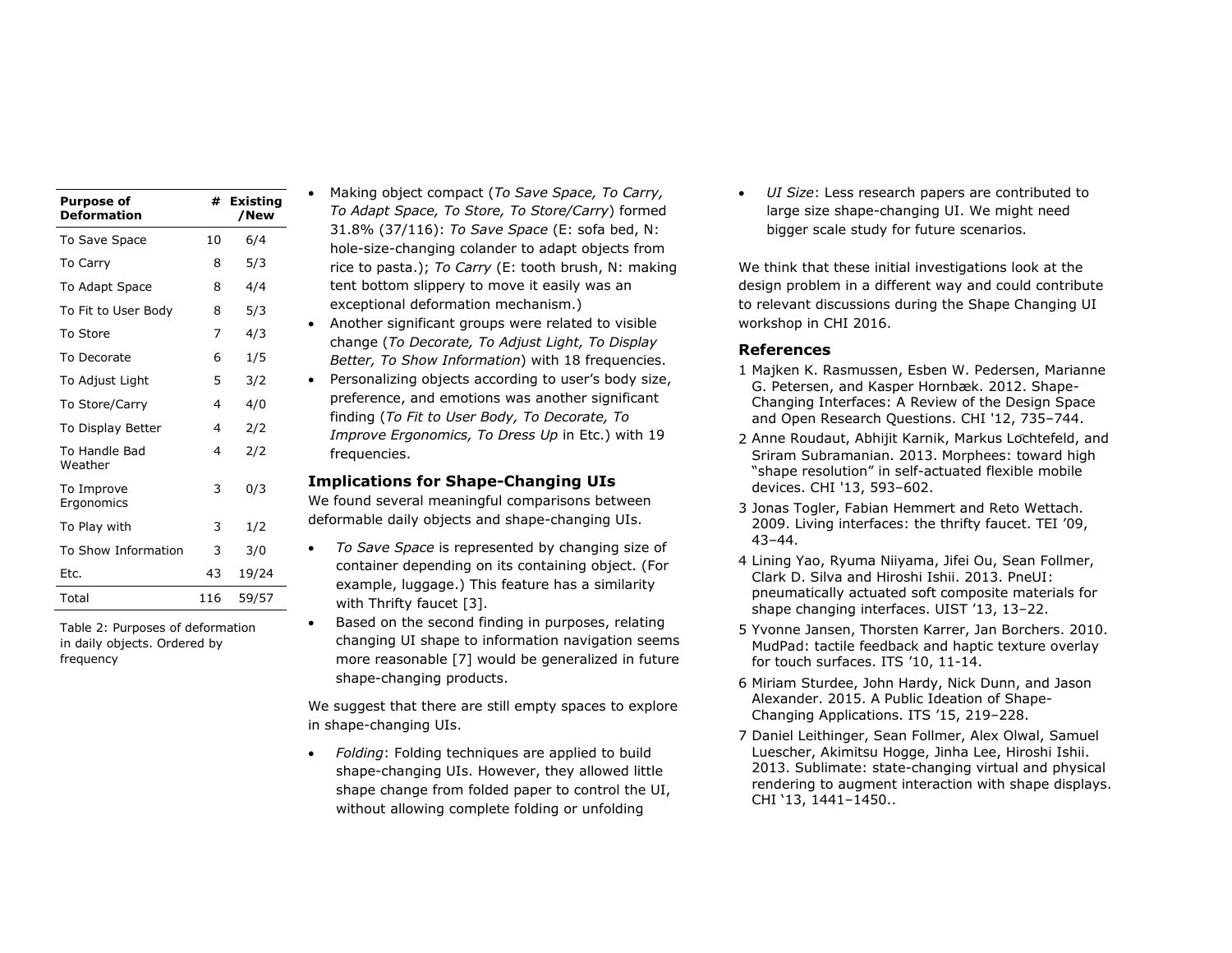| Purpose of Deformation | # | Existing /New |
|---|---|---|
| To Save Space | 10 | 6/4 |
| To Carry | 8 | 5/3 |
| To Adapt Space | 8 | 4/4 |
| To Fit to User Body | 8 | 5/3 |
| To Store | 7 | 4/3 |
| To Decorate | 6 | 1/5 |
| To Adjust Light | 5 | 3/2 |
| To Store/Carry | 4 | 4/0 |
| To Display Better | 4 | 2/2 |
| To Handle Bad Weather | 4 | 2/2 |
| To Improve Ergonomics | 3 | 0/3 |
| To Play with | 3 | 1/2 |
| To Show Information | 3 | 3/0 |
| Etc. | 43 | 19/24 |
| Total | 116 | 59/57 |

Table 2: Purposes of deformation in daily objects. Ordered by frequency

- Making object compact (*To Save Space, To Carry, To Adapt Space, To Store, To Store/Carry*) formed 31.8% (37/116): *To Save Space* (E: sofa bed, N: hole-size-changing colander to adapt objects from rice to pasta.); *To Carry* (E: tooth brush, N: making tent bottom slippery to move it easily was an exceptional deformation mechanism.)
- Another significant groups were related to visible change (*To Decorate, To Adjust Light, To Display Better, To Show Information*) with 18 frequencies.
- Personalizing objects according to user's body size, preference, and emotions was another significant finding (*To Fit to User Body, To Decorate, To Improve Ergonomics, To Dress Up* in Etc.) with 19 frequencies.

### Implications for Shape-Changing UIs

We found several meaningful comparisons between deformable daily objects and shape-changing UIs.

- *To Save Space* is represented by changing size of container depending on its containing object. (For example, luggage.) This feature has a similarity with Thrifty faucet [3].
- Based on the second finding in purposes, relating changing UI shape to information navigation seems more reasonable [7] would be generalized in future shape-changing products.

We suggest that there are still empty spaces to explore in shape-changing UIs.

- *Folding*: Folding techniques are applied to build shape-changing UIs. However, they allowed little shape change from folded paper to control the UI, without allowing complete folding or unfolding
- *UI Size*: Less research papers are contributed to large size shape-changing UI. We might need bigger scale study for future scenarios.

We think that these initial investigations look at the design problem in a different way and could contribute to relevant discussions during the Shape Changing UI workshop in CHI 2016.

### References

1 Majken K. Rasmussen, Esben W. Pedersen, Marianne G. Petersen, and Kasper Hornbæk. 2012. Shape-Changing Interfaces: A Review of the Design Space and Open Research Questions. CHI '12, 735–744.

2 Anne Roudaut, Abhijit Karnik, Markus Löchtefeld, and Sriram Subramanian. 2013. Morphees: toward high "shape resolution" in self-actuated flexible mobile devices. CHI '13, 593–602.

3 Jonas Togler, Fabian Hemmert and Reto Wettach. 2009. Living interfaces: the thrifty faucet. TEI '09, 43–44.

4 Lining Yao, Ryuma Niiyama, Jifei Ou, Sean Follmer, Clark D. Silva and Hiroshi Ishii. 2013. PneUI: pneumatically actuated soft composite materials for shape changing interfaces. UIST '13, 13–22.

5 Yvonne Jansen, Thorsten Karrer, Jan Borchers. 2010. MudPad: tactile feedback and haptic texture overlay for touch surfaces. ITS '10, 11-14.

6 Miriam Sturdee, John Hardy, Nick Dunn, and Jason Alexander. 2015. A Public Ideation of Shape-Changing Applications. ITS '15, 219–228.

7 Daniel Leithinger, Sean Follmer, Alex Olwal, Samuel Luescher, Akimitsu Hogge, Jinha Lee, Hiroshi Ishii. 2013. Sublimate: state-changing virtual and physical rendering to augment interaction with shape displays. CHI '13, 1441–1450..